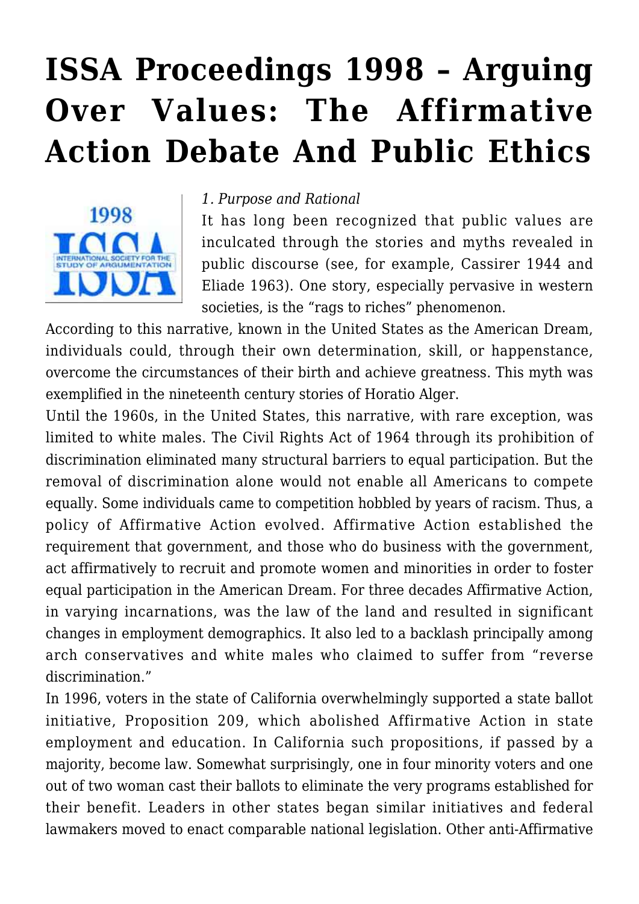# ISSA Proceedings 1998 – Arguing Over Values: The Affirmative Action Debate And Public Ethics

*1. Purpose and Rational*

It has long been recognized that public values are inculcated through the stories and myths revealed in public discourse (see, for example, Cassirer 1944 and Eliade 1963). One story, especially pervasive in western societies, is the "rags to riches" phenomenon.

According to this narrative, known in the United States as the American Dream, individuals could, through their own determination, skill, or happenstance, overcome the circumstances of their birth and achieve greatness. This myth was exemplified in the nineteenth century stories of Horatio Alger.

Until the 1960s, in the United States, this narrative, with rare exception, was limited to white males. The Civil Rights Act of 1964 through its prohibition of discrimination eliminated many structural barriers to equal participation. But the removal of discrimination alone would not enable all Americans to compete equally. Some individuals came to competition hobbled by years of racism. Thus, a policy of Affirmative Action evolved. Affirmative Action established the requirement that government, and those who do business with the government, act affirmatively to recruit and promote women and minorities in order to foster equal participation in the American Dream. For three decades Affirmative Action, in varying incarnations, was the law of the land and resulted in significant changes in employment demographics. It also led to a backlash principally among arch conservatives and white males who claimed to suffer from "reverse discrimination."

In 1996, voters in the state of California overwhelmingly supported a state ballot initiative, Proposition 209, which abolished Affirmative Action in state employment and education. In California such propositions, if passed by a majority, become law. Somewhat surprisingly, one in four minority voters and one out of two woman cast their ballots to eliminate the very programs established for their benefit. Leaders in other states began similar initiatives and federal lawmakers moved to enact comparable national legislation. Other anti-Affirmative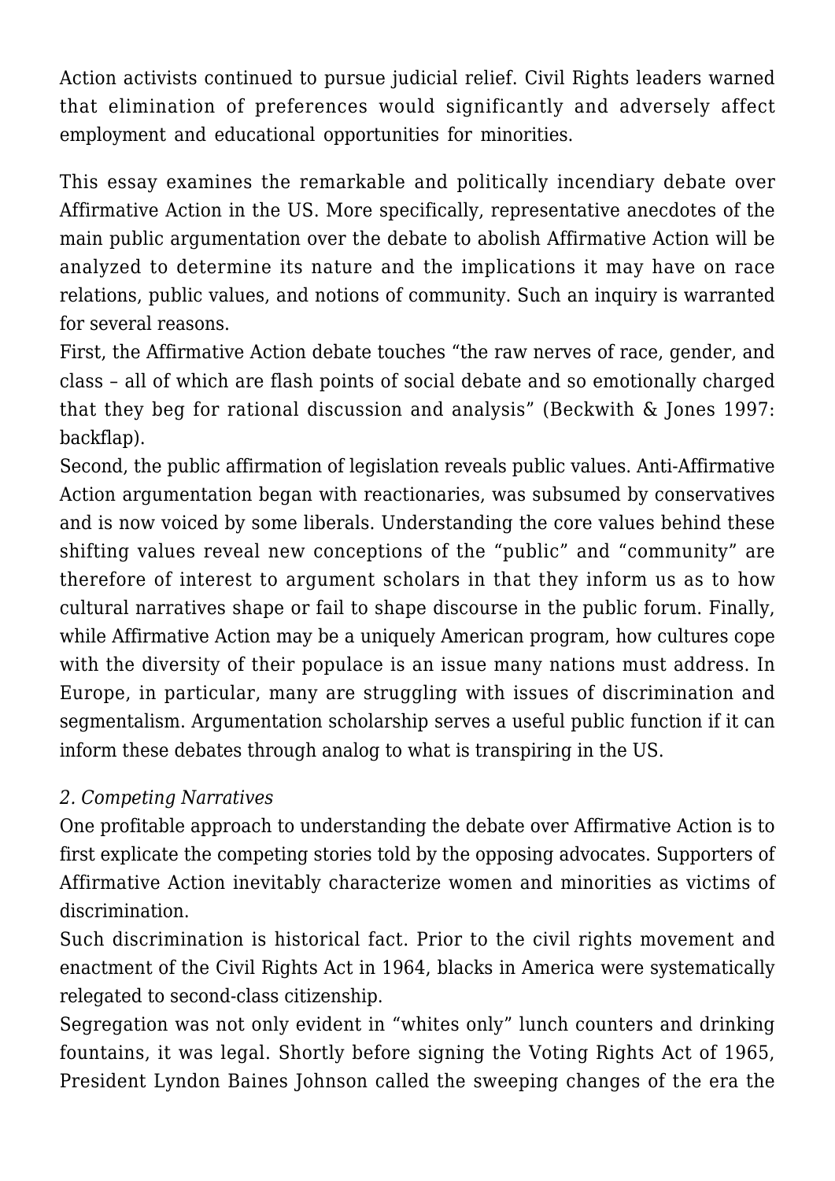Action activists continued to pursue judicial relief. Civil Rights leaders warned that elimination of preferences would significantly and adversely affect employment and educational opportunities for minorities.

This essay examines the remarkable and politically incendiary debate over Affirmative Action in the US. More specifically, representative anecdotes of the main public argumentation over the debate to abolish Affirmative Action will be analyzed to determine its nature and the implications it may have on race relations, public values, and notions of community. Such an inquiry is warranted for several reasons.

First, the Affirmative Action debate touches "the raw nerves of race, gender, and class – all of which are flash points of social debate and so emotionally charged that they beg for rational discussion and analysis" (Beckwith & Jones 1997: backflap).

Second, the public affirmation of legislation reveals public values. Anti-Affirmative Action argumentation began with reactionaries, was subsumed by conservatives and is now voiced by some liberals. Understanding the core values behind these shifting values reveal new conceptions of the "public" and "community" are therefore of interest to argument scholars in that they inform us as to how cultural narratives shape or fail to shape discourse in the public forum. Finally, while Affirmative Action may be a uniquely American program, how cultures cope with the diversity of their populace is an issue many nations must address. In Europe, in particular, many are struggling with issues of discrimination and segmentalism. Argumentation scholarship serves a useful public function if it can inform these debates through analog to what is transpiring in the US.

## *2. Competing Narratives*

One profitable approach to understanding the debate over Affirmative Action is to first explicate the competing stories told by the opposing advocates. Supporters of Affirmative Action inevitably characterize women and minorities as victims of discrimination.

Such discrimination is historical fact. Prior to the civil rights movement and enactment of the Civil Rights Act in 1964, blacks in America were systematically relegated to second-class citizenship.

Segregation was not only evident in "whites only" lunch counters and drinking fountains, it was legal. Shortly before signing the Voting Rights Act of 1965, President Lyndon Baines Johnson called the sweeping changes of the era the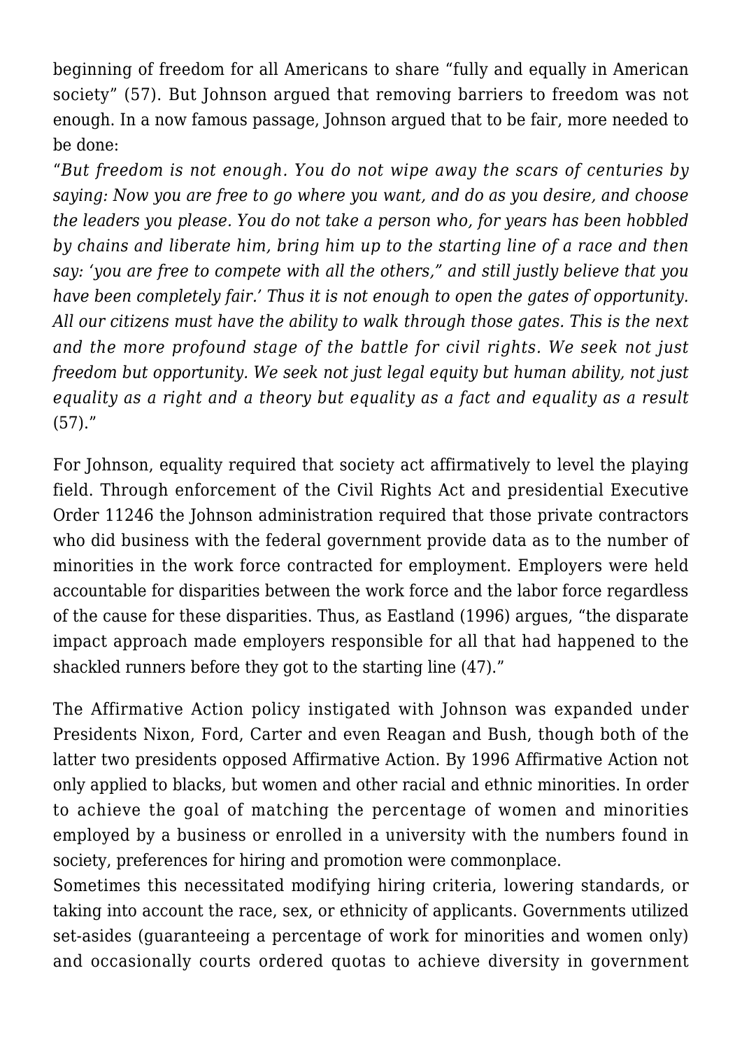beginning of freedom for all Americans to share "fully and equally in American society" (57). But Johnson argued that removing barriers to freedom was not enough. In a now famous passage, Johnson argued that to be fair, more needed to be done:

"*But freedom is not enough. You do not wipe away the scars of centuries by saying: Now you are free to go where you want, and do as you desire, and choose the leaders you please. You do not take a person who, for years has been hobbled by chains and liberate him, bring him up to the starting line of a race and then say: 'you are free to compete with all the others," and still justly believe that you have been completely fair.' Thus it is not enough to open the gates of opportunity. All our citizens must have the ability to walk through those gates. This is the next and the more profound stage of the battle for civil rights. We seek not just freedom but opportunity. We seek not just legal equity but human ability, not just equality as a right and a theory but equality as a fact and equality as a result* (57)."

For Johnson, equality required that society act affirmatively to level the playing field. Through enforcement of the Civil Rights Act and presidential Executive Order 11246 the Johnson administration required that those private contractors who did business with the federal government provide data as to the number of minorities in the work force contracted for employment. Employers were held accountable for disparities between the work force and the labor force regardless of the cause for these disparities. Thus, as Eastland (1996) argues, "the disparate impact approach made employers responsible for all that had happened to the shackled runners before they got to the starting line (47)."

The Affirmative Action policy instigated with Johnson was expanded under Presidents Nixon, Ford, Carter and even Reagan and Bush, though both of the latter two presidents opposed Affirmative Action. By 1996 Affirmative Action not only applied to blacks, but women and other racial and ethnic minorities. In order to achieve the goal of matching the percentage of women and minorities employed by a business or enrolled in a university with the numbers found in society, preferences for hiring and promotion were commonplace.
Sometimes this necessitated modifying hiring criteria, lowering standards, or taking into account the race, sex, or ethnicity of applicants. Governments utilized set-asides (guaranteeing a percentage of work for minorities and women only) and occasionally courts ordered quotas to achieve diversity in government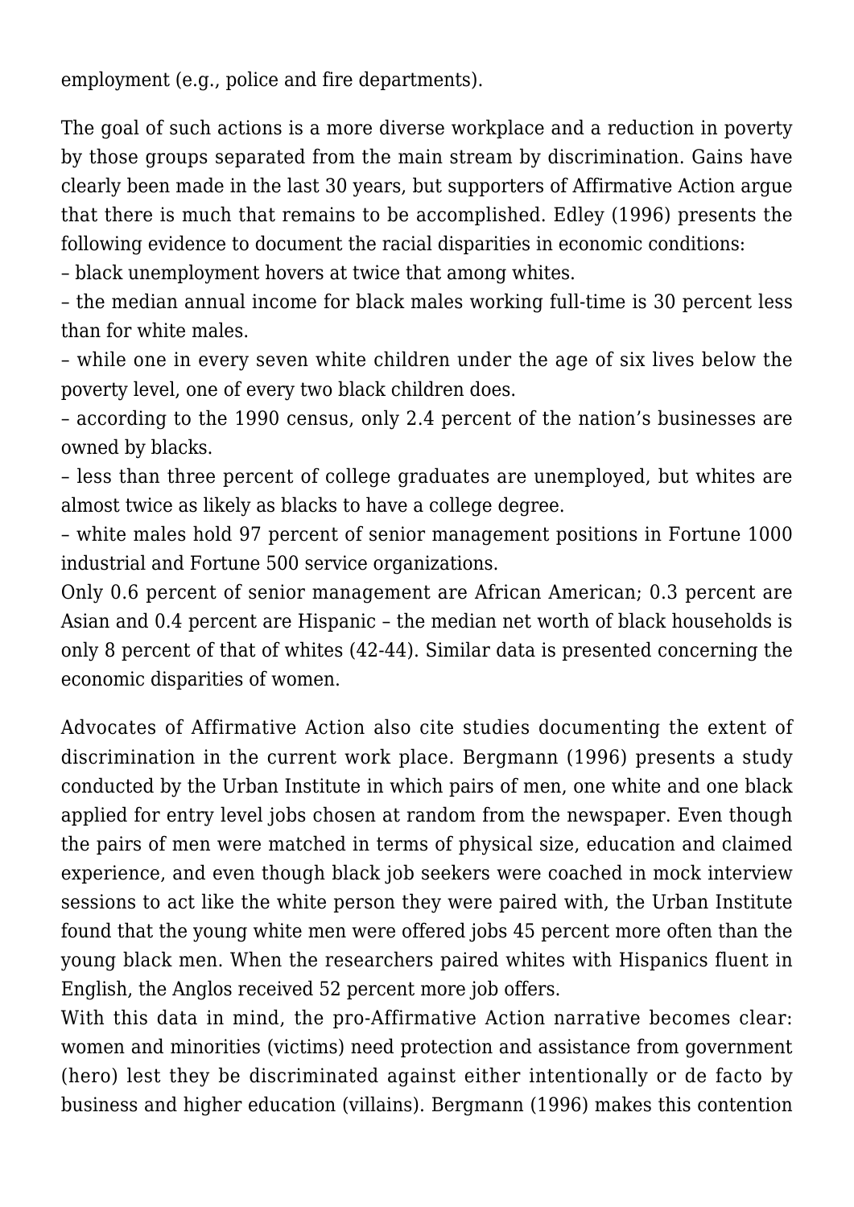employment (e.g., police and fire departments).

The goal of such actions is a more diverse workplace and a reduction in poverty by those groups separated from the main stream by discrimination. Gains have clearly been made in the last 30 years, but supporters of Affirmative Action argue that there is much that remains to be accomplished. Edley (1996) presents the following evidence to document the racial disparities in economic conditions:
– black unemployment hovers at twice that among whites.
– the median annual income for black males working full-time is 30 percent less than for white males.
– while one in every seven white children under the age of six lives below the poverty level, one of every two black children does.
– according to the 1990 census, only 2.4 percent of the nation's businesses are owned by blacks.
– less than three percent of college graduates are unemployed, but whites are almost twice as likely as blacks to have a college degree.
– white males hold 97 percent of senior management positions in Fortune 1000 industrial and Fortune 500 service organizations.
Only 0.6 percent of senior management are African American; 0.3 percent are Asian and 0.4 percent are Hispanic – the median net worth of black households is only 8 percent of that of whites (42-44). Similar data is presented concerning the economic disparities of women.

Advocates of Affirmative Action also cite studies documenting the extent of discrimination in the current work place. Bergmann (1996) presents a study conducted by the Urban Institute in which pairs of men, one white and one black applied for entry level jobs chosen at random from the newspaper. Even though the pairs of men were matched in terms of physical size, education and claimed experience, and even though black job seekers were coached in mock interview sessions to act like the white person they were paired with, the Urban Institute found that the young white men were offered jobs 45 percent more often than the young black men. When the researchers paired whites with Hispanics fluent in English, the Anglos received 52 percent more job offers.
With this data in mind, the pro-Affirmative Action narrative becomes clear: women and minorities (victims) need protection and assistance from government (hero) lest they be discriminated against either intentionally or de facto by business and higher education (villains). Bergmann (1996) makes this contention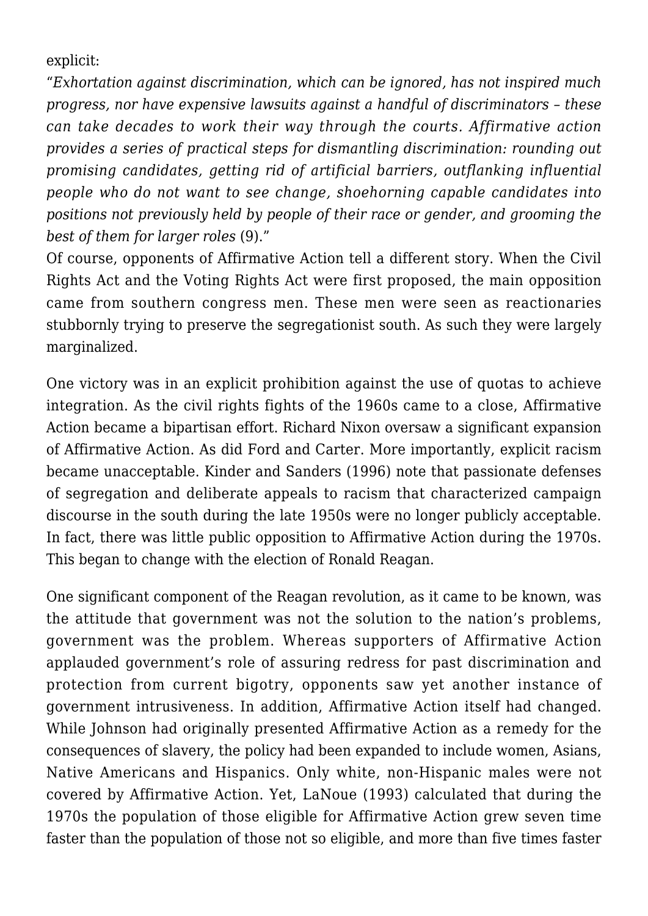explicit:

"*Exhortation against discrimination, which can be ignored, has not inspired much progress, nor have expensive lawsuits against a handful of discriminators – these can take decades to work their way through the courts. Affirmative action provides a series of practical steps for dismantling discrimination: rounding out promising candidates, getting rid of artificial barriers, outflanking influential people who do not want to see change, shoehorning capable candidates into positions not previously held by people of their race or gender, and grooming the best of them for larger roles* (9)."

Of course, opponents of Affirmative Action tell a different story. When the Civil Rights Act and the Voting Rights Act were first proposed, the main opposition came from southern congress men. These men were seen as reactionaries stubbornly trying to preserve the segregationist south. As such they were largely marginalized.

One victory was in an explicit prohibition against the use of quotas to achieve integration. As the civil rights fights of the 1960s came to a close, Affirmative Action became a bipartisan effort. Richard Nixon oversaw a significant expansion of Affirmative Action. As did Ford and Carter. More importantly, explicit racism became unacceptable. Kinder and Sanders (1996) note that passionate defenses of segregation and deliberate appeals to racism that characterized campaign discourse in the south during the late 1950s were no longer publicly acceptable. In fact, there was little public opposition to Affirmative Action during the 1970s. This began to change with the election of Ronald Reagan.

One significant component of the Reagan revolution, as it came to be known, was the attitude that government was not the solution to the nation's problems, government was the problem. Whereas supporters of Affirmative Action applauded government's role of assuring redress for past discrimination and protection from current bigotry, opponents saw yet another instance of government intrusiveness. In addition, Affirmative Action itself had changed. While Johnson had originally presented Affirmative Action as a remedy for the consequences of slavery, the policy had been expanded to include women, Asians, Native Americans and Hispanics. Only white, non-Hispanic males were not covered by Affirmative Action. Yet, LaNoue (1993) calculated that during the 1970s the population of those eligible for Affirmative Action grew seven time faster than the population of those not so eligible, and more than five times faster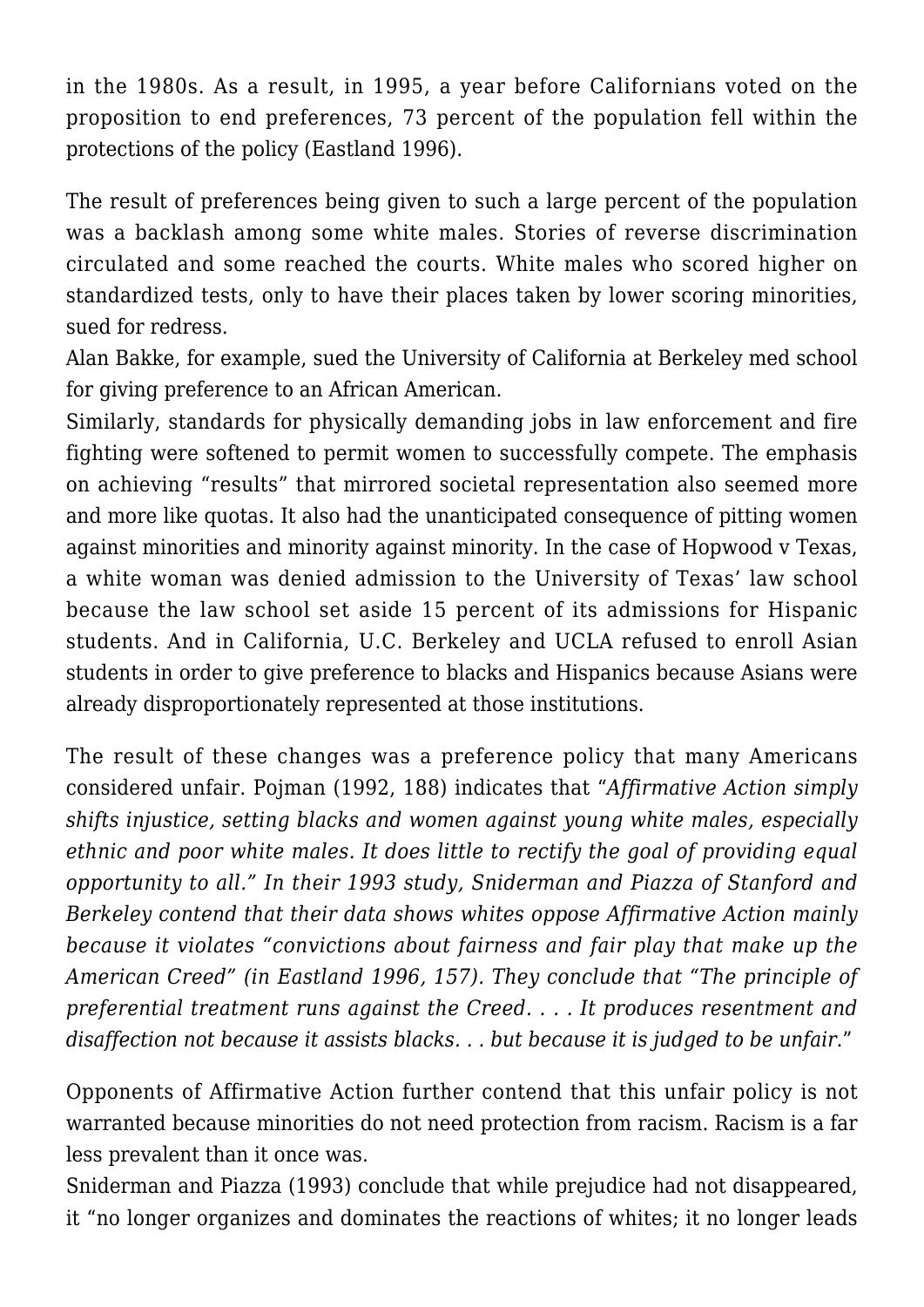in the 1980s. As a result, in 1995, a year before Californians voted on the proposition to end preferences, 73 percent of the population fell within the protections of the policy (Eastland 1996).

The result of preferences being given to such a large percent of the population was a backlash among some white males. Stories of reverse discrimination circulated and some reached the courts. White males who scored higher on standardized tests, only to have their places taken by lower scoring minorities, sued for redress.

Alan Bakke, for example, sued the University of California at Berkeley med school for giving preference to an African American.

Similarly, standards for physically demanding jobs in law enforcement and fire fighting were softened to permit women to successfully compete. The emphasis on achieving "results" that mirrored societal representation also seemed more and more like quotas. It also had the unanticipated consequence of pitting women against minorities and minority against minority. In the case of Hopwood v Texas, a white woman was denied admission to the University of Texas' law school because the law school set aside 15 percent of its admissions for Hispanic students. And in California, U.C. Berkeley and UCLA refused to enroll Asian students in order to give preference to blacks and Hispanics because Asians were already disproportionately represented at those institutions.

The result of these changes was a preference policy that many Americans considered unfair. Pojman (1992, 188) indicates that "*Affirmative Action simply shifts injustice, setting blacks and women against young white males, especially ethnic and poor white males. It does little to rectify the goal of providing equal opportunity to all." In their 1993 study, Sniderman and Piazza of Stanford and Berkeley contend that their data shows whites oppose Affirmative Action mainly because it violates "convictions about fairness and fair play that make up the American Creed" (in Eastland 1996, 157). They conclude that "The principle of preferential treatment runs against the Creed. . . . It produces resentment and disaffection not because it assists blacks. . . but because it is judged to be unfair.*"

Opponents of Affirmative Action further contend that this unfair policy is not warranted because minorities do not need protection from racism. Racism is a far less prevalent than it once was.

Sniderman and Piazza (1993) conclude that while prejudice had not disappeared, it "no longer organizes and dominates the reactions of whites; it no longer leads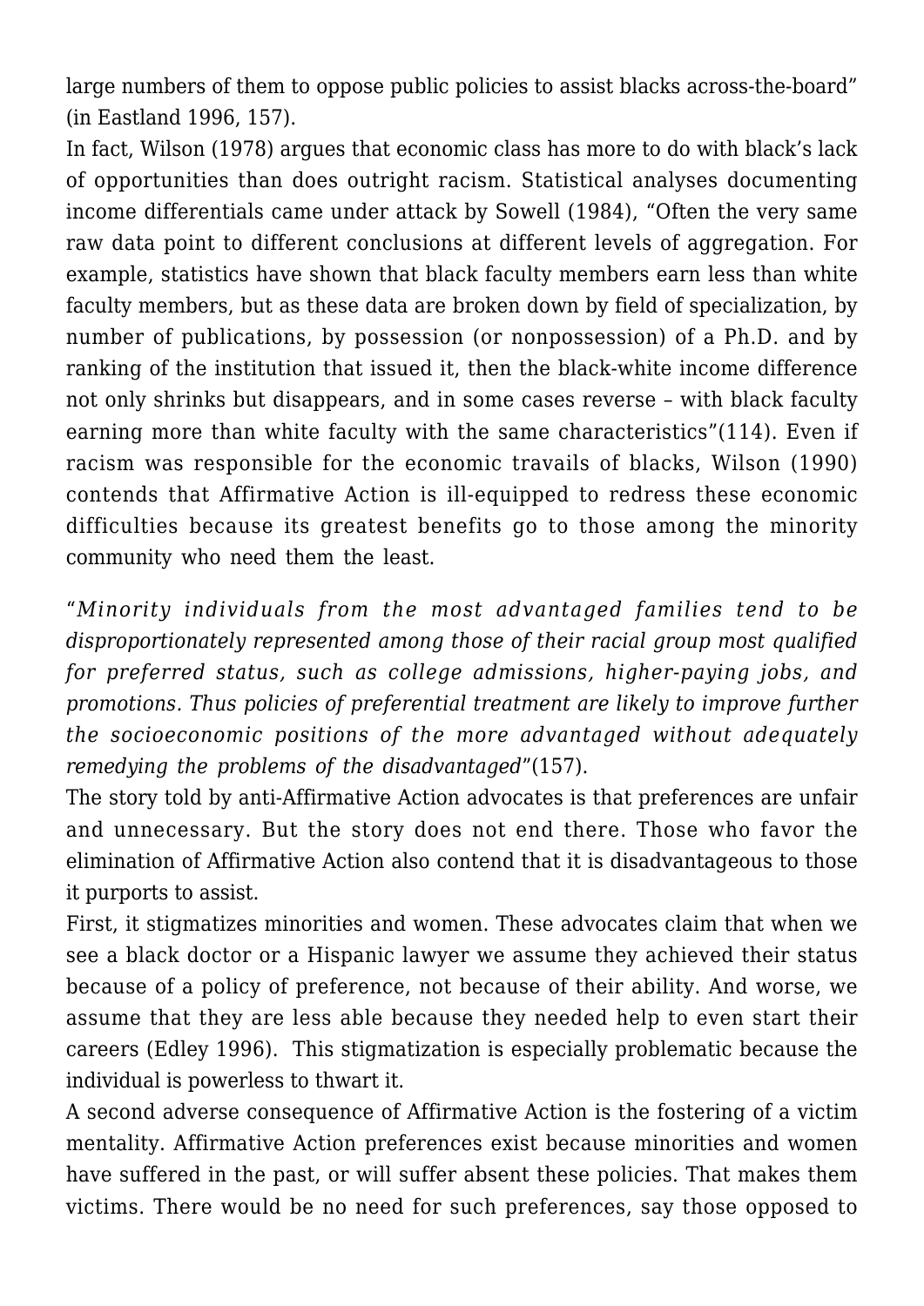large numbers of them to oppose public policies to assist blacks across-the-board" (in Eastland 1996, 157).

In fact, Wilson (1978) argues that economic class has more to do with black's lack of opportunities than does outright racism. Statistical analyses documenting income differentials came under attack by Sowell (1984), "Often the very same raw data point to different conclusions at different levels of aggregation. For example, statistics have shown that black faculty members earn less than white faculty members, but as these data are broken down by field of specialization, by number of publications, by possession (or nonpossession) of a Ph.D. and by ranking of the institution that issued it, then the black-white income difference not only shrinks but disappears, and in some cases reverse – with black faculty earning more than white faculty with the same characteristics"(114). Even if racism was responsible for the economic travails of blacks, Wilson (1990) contends that Affirmative Action is ill-equipped to redress these economic difficulties because its greatest benefits go to those among the minority community who need them the least.

"*Minority individuals from the most advantaged families tend to be disproportionately represented among those of their racial group most qualified for preferred status, such as college admissions, higher-paying jobs, and promotions. Thus policies of preferential treatment are likely to improve further the socioeconomic positions of the more advantaged without adequately remedying the problems of the disadvantaged*"(157).

The story told by anti-Affirmative Action advocates is that preferences are unfair and unnecessary. But the story does not end there. Those who favor the elimination of Affirmative Action also contend that it is disadvantageous to those it purports to assist.

First, it stigmatizes minorities and women. These advocates claim that when we see a black doctor or a Hispanic lawyer we assume they achieved their status because of a policy of preference, not because of their ability. And worse, we assume that they are less able because they needed help to even start their careers (Edley 1996). This stigmatization is especially problematic because the individual is powerless to thwart it.

A second adverse consequence of Affirmative Action is the fostering of a victim mentality. Affirmative Action preferences exist because minorities and women have suffered in the past, or will suffer absent these policies. That makes them victims. There would be no need for such preferences, say those opposed to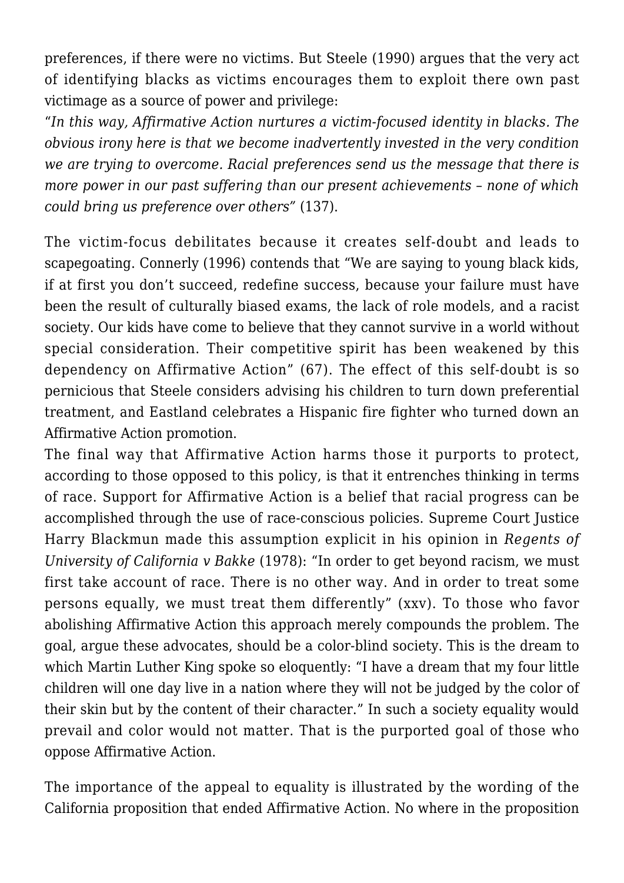preferences, if there were no victims. But Steele (1990) argues that the very act of identifying blacks as victims encourages them to exploit there own past victimage as a source of power and privilege:

"*In this way, Affirmative Action nurtures a victim-focused identity in blacks. The obvious irony here is that we become inadvertently invested in the very condition we are trying to overcome. Racial preferences send us the message that there is more power in our past suffering than our present achievements – none of which could bring us preference over others*" (137).

The victim-focus debilitates because it creates self-doubt and leads to scapegoating. Connerly (1996) contends that "We are saying to young black kids, if at first you don't succeed, redefine success, because your failure must have been the result of culturally biased exams, the lack of role models, and a racist society. Our kids have come to believe that they cannot survive in a world without special consideration. Their competitive spirit has been weakened by this dependency on Affirmative Action" (67). The effect of this self-doubt is so pernicious that Steele considers advising his children to turn down preferential treatment, and Eastland celebrates a Hispanic fire fighter who turned down an Affirmative Action promotion.

The final way that Affirmative Action harms those it purports to protect, according to those opposed to this policy, is that it entrenches thinking in terms of race. Support for Affirmative Action is a belief that racial progress can be accomplished through the use of race-conscious policies. Supreme Court Justice Harry Blackmun made this assumption explicit in his opinion in *Regents of University of California v Bakke* (1978): "In order to get beyond racism, we must first take account of race. There is no other way. And in order to treat some persons equally, we must treat them differently" (xxv). To those who favor abolishing Affirmative Action this approach merely compounds the problem. The goal, argue these advocates, should be a color-blind society. This is the dream to which Martin Luther King spoke so eloquently: "I have a dream that my four little children will one day live in a nation where they will not be judged by the color of their skin but by the content of their character." In such a society equality would prevail and color would not matter. That is the purported goal of those who oppose Affirmative Action.

The importance of the appeal to equality is illustrated by the wording of the California proposition that ended Affirmative Action. No where in the proposition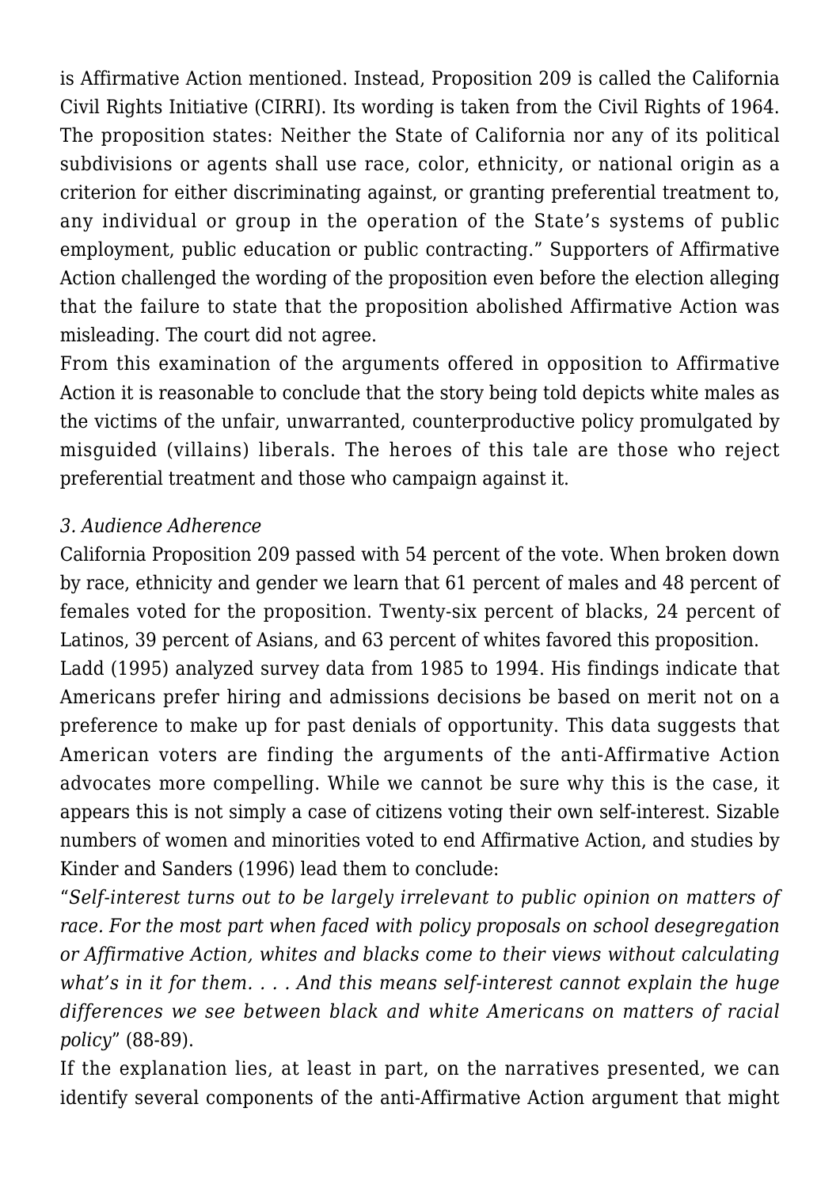is Affirmative Action mentioned. Instead, Proposition 209 is called the California Civil Rights Initiative (CIRRI). Its wording is taken from the Civil Rights of 1964. The proposition states: Neither the State of California nor any of its political subdivisions or agents shall use race, color, ethnicity, or national origin as a criterion for either discriminating against, or granting preferential treatment to, any individual or group in the operation of the State's systems of public employment, public education or public contracting." Supporters of Affirmative Action challenged the wording of the proposition even before the election alleging that the failure to state that the proposition abolished Affirmative Action was misleading. The court did not agree.

From this examination of the arguments offered in opposition to Affirmative Action it is reasonable to conclude that the story being told depicts white males as the victims of the unfair, unwarranted, counterproductive policy promulgated by misguided (villains) liberals. The heroes of this tale are those who reject preferential treatment and those who campaign against it.

*3. Audience Adherence*

California Proposition 209 passed with 54 percent of the vote. When broken down by race, ethnicity and gender we learn that 61 percent of males and 48 percent of females voted for the proposition. Twenty-six percent of blacks, 24 percent of Latinos, 39 percent of Asians, and 63 percent of whites favored this proposition.

Ladd (1995) analyzed survey data from 1985 to 1994. His findings indicate that Americans prefer hiring and admissions decisions be based on merit not on a preference to make up for past denials of opportunity. This data suggests that American voters are finding the arguments of the anti-Affirmative Action advocates more compelling. While we cannot be sure why this is the case, it appears this is not simply a case of citizens voting their own self-interest. Sizable numbers of women and minorities voted to end Affirmative Action, and studies by Kinder and Sanders (1996) lead them to conclude:

"*Self-interest turns out to be largely irrelevant to public opinion on matters of race. For the most part when faced with policy proposals on school desegregation or Affirmative Action, whites and blacks come to their views without calculating what's in it for them. . . . And this means self-interest cannot explain the huge differences we see between black and white Americans on matters of racial policy*" (88-89).

If the explanation lies, at least in part, on the narratives presented, we can identify several components of the anti-Affirmative Action argument that might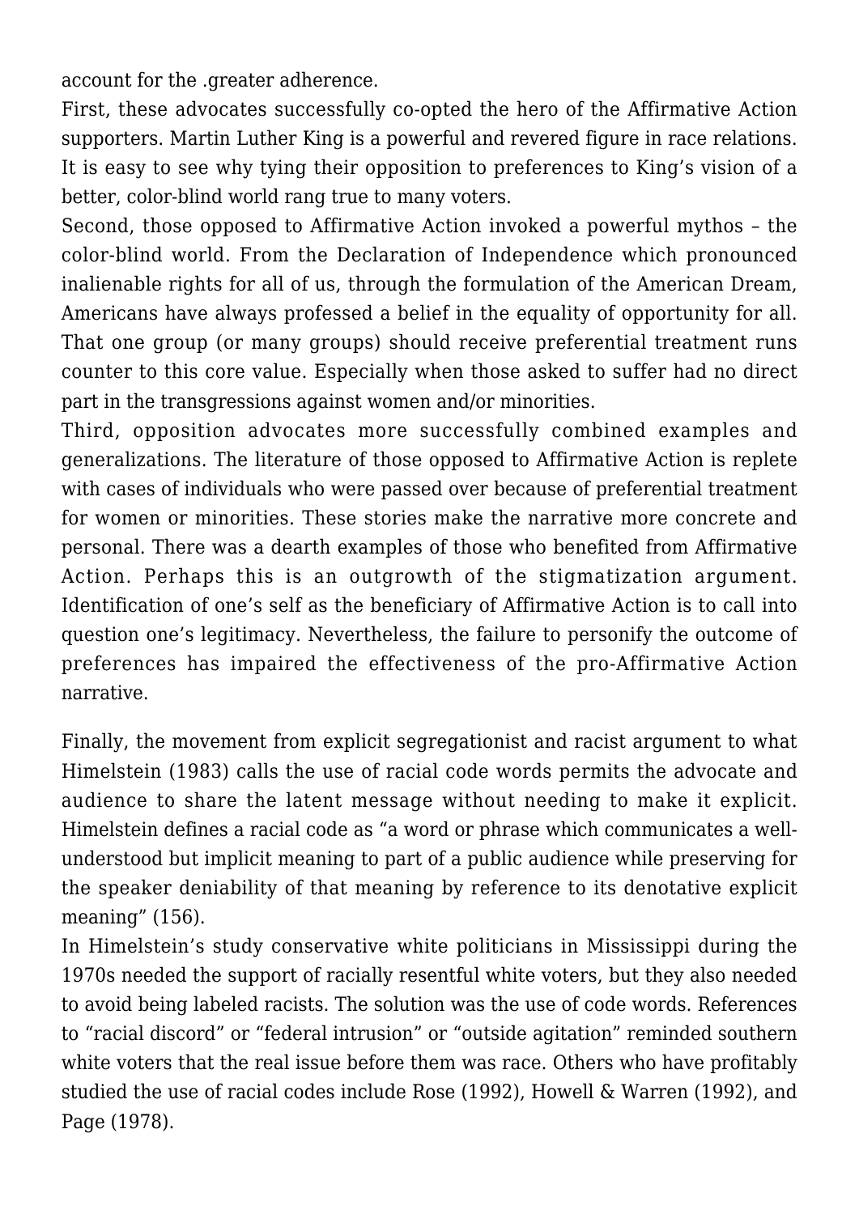account for the .greater adherence.

First, these advocates successfully co-opted the hero of the Affirmative Action supporters. Martin Luther King is a powerful and revered figure in race relations. It is easy to see why tying their opposition to preferences to King's vision of a better, color-blind world rang true to many voters.

Second, those opposed to Affirmative Action invoked a powerful mythos – the color-blind world. From the Declaration of Independence which pronounced inalienable rights for all of us, through the formulation of the American Dream, Americans have always professed a belief in the equality of opportunity for all. That one group (or many groups) should receive preferential treatment runs counter to this core value. Especially when those asked to suffer had no direct part in the transgressions against women and/or minorities.

Third, opposition advocates more successfully combined examples and generalizations. The literature of those opposed to Affirmative Action is replete with cases of individuals who were passed over because of preferential treatment for women or minorities. These stories make the narrative more concrete and personal. There was a dearth examples of those who benefited from Affirmative Action. Perhaps this is an outgrowth of the stigmatization argument. Identification of one's self as the beneficiary of Affirmative Action is to call into question one's legitimacy. Nevertheless, the failure to personify the outcome of preferences has impaired the effectiveness of the pro-Affirmative Action narrative.

Finally, the movement from explicit segregationist and racist argument to what Himelstein (1983) calls the use of racial code words permits the advocate and audience to share the latent message without needing to make it explicit. Himelstein defines a racial code as "a word or phrase which communicates a well-understood but implicit meaning to part of a public audience while preserving for the speaker deniability of that meaning by reference to its denotative explicit meaning" (156).

In Himelstein's study conservative white politicians in Mississippi during the 1970s needed the support of racially resentful white voters, but they also needed to avoid being labeled racists. The solution was the use of code words. References to "racial discord" or "federal intrusion" or "outside agitation" reminded southern white voters that the real issue before them was race. Others who have profitably studied the use of racial codes include Rose (1992), Howell & Warren (1992), and Page (1978).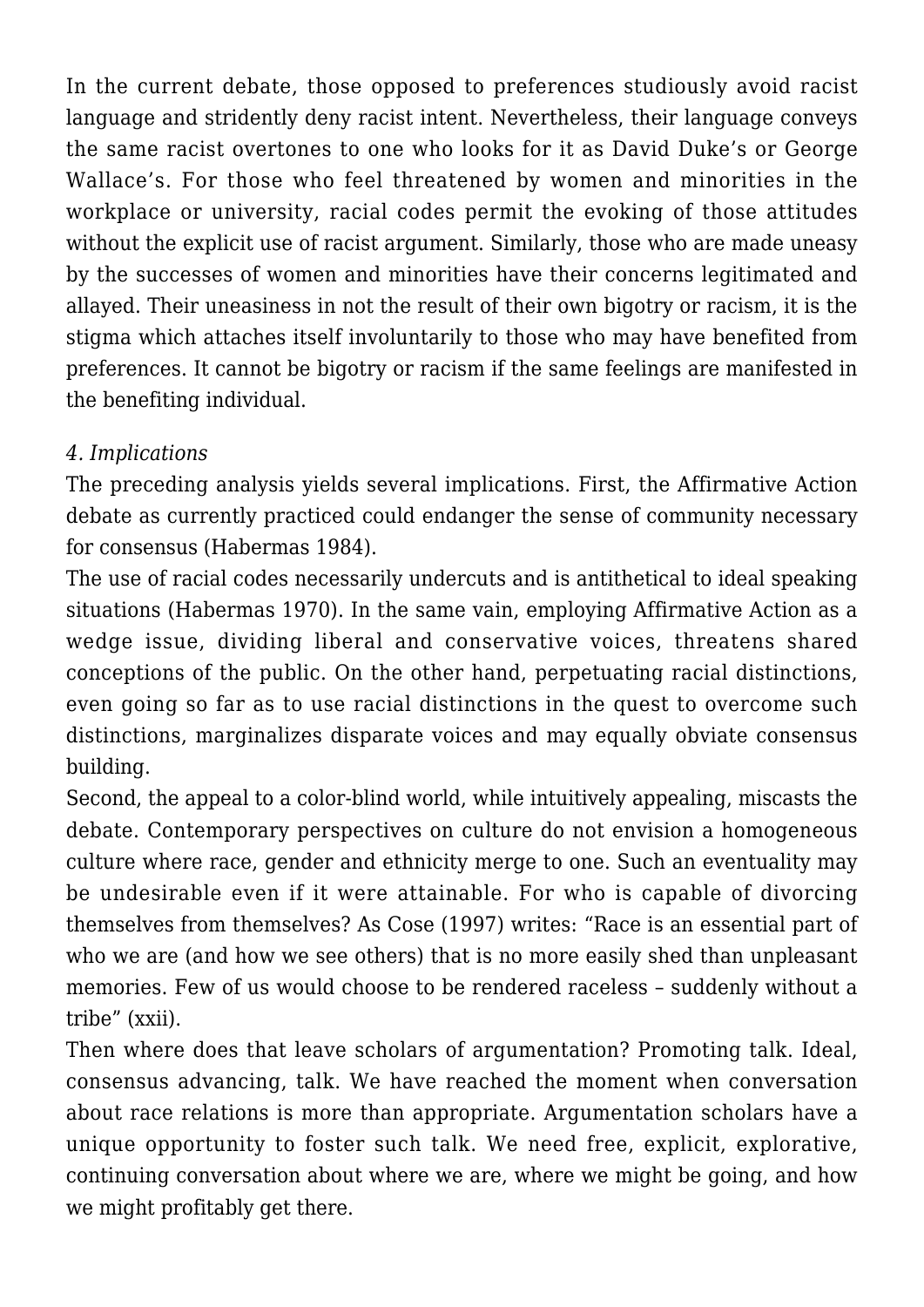In the current debate, those opposed to preferences studiously avoid racist language and stridently deny racist intent. Nevertheless, their language conveys the same racist overtones to one who looks for it as David Duke's or George Wallace's. For those who feel threatened by women and minorities in the workplace or university, racial codes permit the evoking of those attitudes without the explicit use of racist argument. Similarly, those who are made uneasy by the successes of women and minorities have their concerns legitimated and allayed. Their uneasiness in not the result of their own bigotry or racism, it is the stigma which attaches itself involuntarily to those who may have benefited from preferences. It cannot be bigotry or racism if the same feelings are manifested in the benefiting individual.

*4. Implications*

The preceding analysis yields several implications. First, the Affirmative Action debate as currently practiced could endanger the sense of community necessary for consensus (Habermas 1984).

The use of racial codes necessarily undercuts and is antithetical to ideal speaking situations (Habermas 1970). In the same vain, employing Affirmative Action as a wedge issue, dividing liberal and conservative voices, threatens shared conceptions of the public. On the other hand, perpetuating racial distinctions, even going so far as to use racial distinctions in the quest to overcome such distinctions, marginalizes disparate voices and may equally obviate consensus building.

Second, the appeal to a color-blind world, while intuitively appealing, miscasts the debate. Contemporary perspectives on culture do not envision a homogeneous culture where race, gender and ethnicity merge to one. Such an eventuality may be undesirable even if it were attainable. For who is capable of divorcing themselves from themselves? As Cose (1997) writes: "Race is an essential part of who we are (and how we see others) that is no more easily shed than unpleasant memories. Few of us would choose to be rendered raceless – suddenly without a tribe" (xxii).

Then where does that leave scholars of argumentation? Promoting talk. Ideal, consensus advancing, talk. We have reached the moment when conversation about race relations is more than appropriate. Argumentation scholars have a unique opportunity to foster such talk. We need free, explicit, explorative, continuing conversation about where we are, where we might be going, and how we might profitably get there.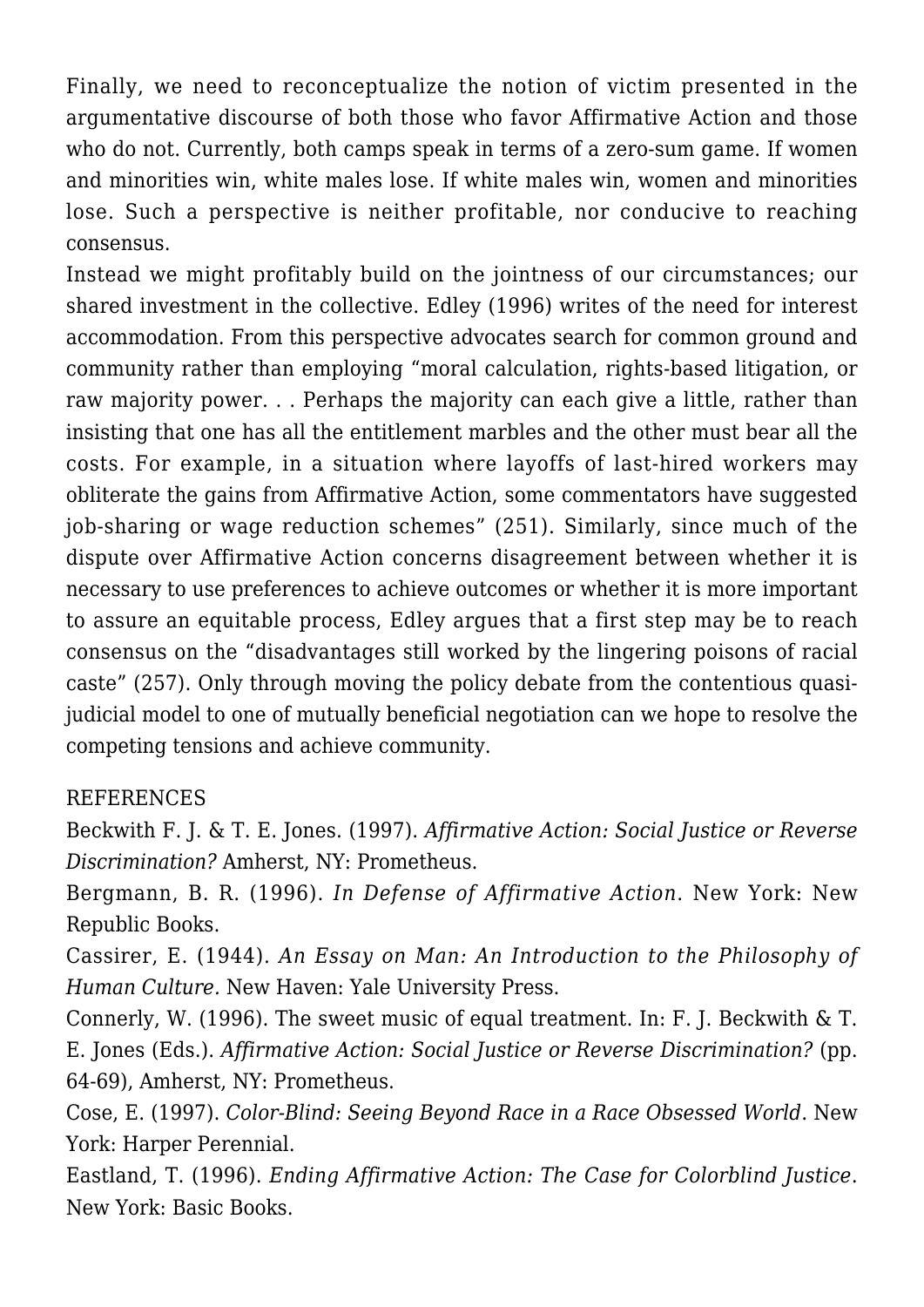Finally, we need to reconceptualize the notion of victim presented in the argumentative discourse of both those who favor Affirmative Action and those who do not. Currently, both camps speak in terms of a zero-sum game. If women and minorities win, white males lose. If white males win, women and minorities lose. Such a perspective is neither profitable, nor conducive to reaching consensus.

Instead we might profitably build on the jointness of our circumstances; our shared investment in the collective. Edley (1996) writes of the need for interest accommodation. From this perspective advocates search for common ground and community rather than employing "moral calculation, rights-based litigation, or raw majority power. . . Perhaps the majority can each give a little, rather than insisting that one has all the entitlement marbles and the other must bear all the costs. For example, in a situation where layoffs of last-hired workers may obliterate the gains from Affirmative Action, some commentators have suggested job-sharing or wage reduction schemes" (251). Similarly, since much of the dispute over Affirmative Action concerns disagreement between whether it is necessary to use preferences to achieve outcomes or whether it is more important to assure an equitable process, Edley argues that a first step may be to reach consensus on the "disadvantages still worked by the lingering poisons of racial caste" (257). Only through moving the policy debate from the contentious quasi-judicial model to one of mutually beneficial negotiation can we hope to resolve the competing tensions and achieve community.

REFERENCES

Beckwith F. J. & T. E. Jones. (1997). *Affirmative Action: Social Justice or Reverse Discrimination?* Amherst, NY: Prometheus.

Bergmann, B. R. (1996). *In Defense of Affirmative Action*. New York: New Republic Books.

Cassirer, E. (1944). *An Essay on Man: An Introduction to the Philosophy of Human Culture.* New Haven: Yale University Press.

Connerly, W. (1996). The sweet music of equal treatment. In: F. J. Beckwith & T. E. Jones (Eds.). *Affirmative Action: Social Justice or Reverse Discrimination?* (pp. 64-69), Amherst, NY: Prometheus.

Cose, E. (1997). *Color-Blind: Seeing Beyond Race in a Race Obsessed World*. New York: Harper Perennial.

Eastland, T. (1996). *Ending Affirmative Action: The Case for Colorblind Justice*. New York: Basic Books.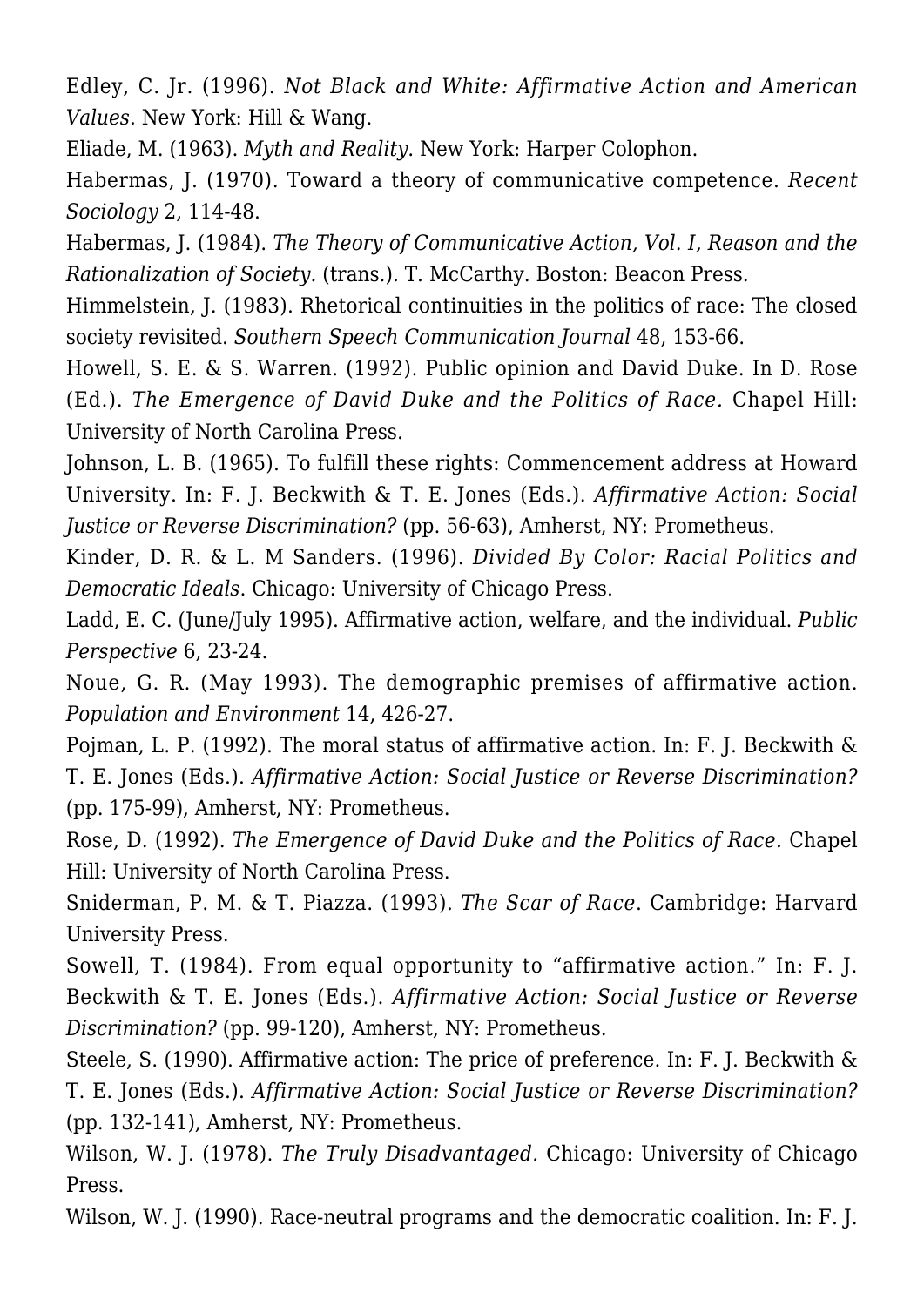Edley, C. Jr. (1996). *Not Black and White: Affirmative Action and American Values.* New York: Hill & Wang.

Eliade, M. (1963). *Myth and Reality*. New York: Harper Colophon.

Habermas, J. (1970). Toward a theory of communicative competence. *Recent Sociology* 2, 114-48.

Habermas, J. (1984). *The Theory of Communicative Action, Vol. I, Reason and the Rationalization of Society.* (trans.). T. McCarthy. Boston: Beacon Press.

Himmelstein, J. (1983). Rhetorical continuities in the politics of race: The closed society revisited. *Southern Speech Communication Journal* 48, 153-66.

Howell, S. E. & S. Warren. (1992). Public opinion and David Duke. In D. Rose (Ed.). *The Emergence of David Duke and the Politics of Race.* Chapel Hill: University of North Carolina Press.

Johnson, L. B. (1965). To fulfill these rights: Commencement address at Howard University. In: F. J. Beckwith & T. E. Jones (Eds.). *Affirmative Action: Social Justice or Reverse Discrimination?* (pp. 56-63), Amherst, NY: Prometheus.

Kinder, D. R. & L. M Sanders. (1996). *Divided By Color: Racial Politics and Democratic Ideals*. Chicago: University of Chicago Press.

Ladd, E. C. (June/July 1995). Affirmative action, welfare, and the individual. *Public Perspective* 6, 23-24.

Noue, G. R. (May 1993). The demographic premises of affirmative action. *Population and Environment* 14, 426-27.

Pojman, L. P. (1992). The moral status of affirmative action. In: F. J. Beckwith & T. E. Jones (Eds.). *Affirmative Action: Social Justice or Reverse Discrimination?* (pp. 175-99), Amherst, NY: Prometheus.

Rose, D. (1992). *The Emergence of David Duke and the Politics of Race.* Chapel Hill: University of North Carolina Press.

Sniderman, P. M. & T. Piazza. (1993). *The Scar of Race*. Cambridge: Harvard University Press.

Sowell, T. (1984). From equal opportunity to "affirmative action." In: F. J. Beckwith & T. E. Jones (Eds.). *Affirmative Action: Social Justice or Reverse Discrimination?* (pp. 99-120), Amherst, NY: Prometheus.

Steele, S. (1990). Affirmative action: The price of preference. In: F. J. Beckwith & T. E. Jones (Eds.). *Affirmative Action: Social Justice or Reverse Discrimination?* (pp. 132-141), Amherst, NY: Prometheus.

Wilson, W. J. (1978). *The Truly Disadvantaged.* Chicago: University of Chicago Press.

Wilson, W. J. (1990). Race-neutral programs and the democratic coalition. In: F. J.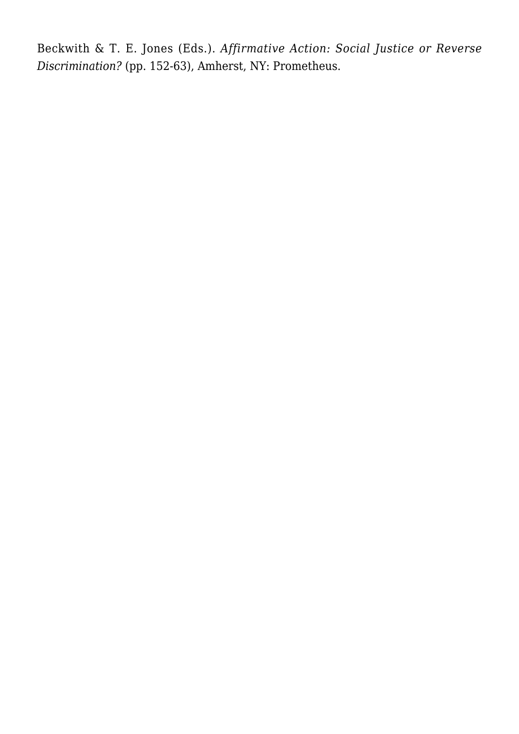Beckwith & T. E. Jones (Eds.). *Affirmative Action: Social Justice or Reverse Discrimination?* (pp. 152-63), Amherst, NY: Prometheus.